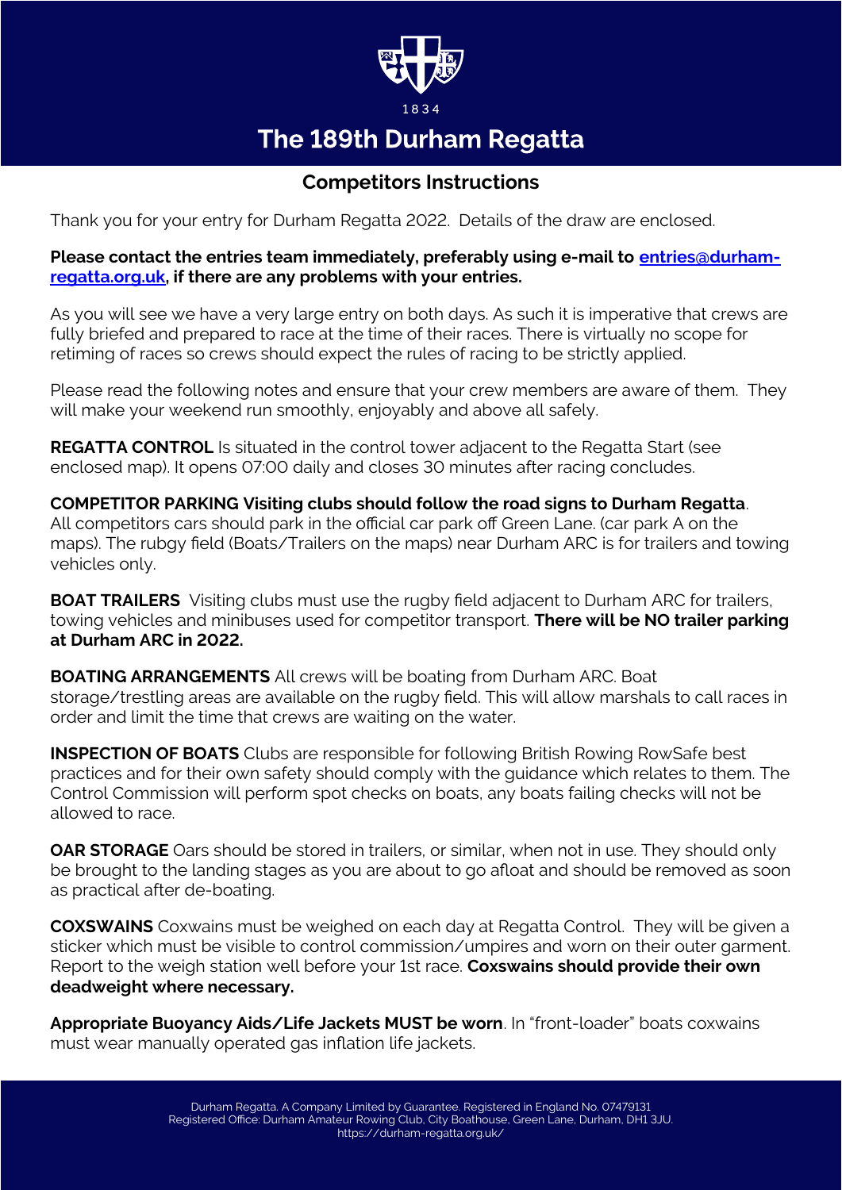1834

# The 189th Durham Regatta

## Competitors Instructions

Thank you for your entry for Durham Regatta 2022. Details of the draw are enclosed.

**Please contact the entries team immediately, preferably using e-mail to [entries@durham-regatta.org.uk](mailto:entries@durham-regatta.org.uk), if there are any problems with your entries.**

As you will see we have a very large entry on both days. As such it is imperative that crews are fully briefed and prepared to race at the time of their races. There is virtually no scope for retiming of races so crews should expect the rules of racing to be strictly applied.

Please read the following notes and ensure that your crew members are aware of them. They will make your weekend run smoothly, enjoyably and above all safely.

**REGATTA CONTROL** Is situated in the control tower adjacent to the Regatta Start (see enclosed map). It opens 07:00 daily and closes 30 minutes after racing concludes.

**COMPETITOR PARKING Visiting clubs should follow the road signs to Durham Regatta**. All competitors cars should park in the official car park off Green Lane. (car park A on the maps). The rubgy field (Boats/Trailers on the maps) near Durham ARC is for trailers and towing vehicles only.

**BOAT TRAILERS** Visiting clubs must use the rugby field adjacent to Durham ARC for trailers, towing vehicles and minibuses used for competitor transport. **There will be NO trailer parking at Durham ARC in 2022.**

**BOATING ARRANGEMENTS** All crews will be boating from Durham ARC. Boat storage/trestling areas are available on the rugby field. This will allow marshals to call races in order and limit the time that crews are waiting on the water.

**INSPECTION OF BOATS** Clubs are responsible for following British Rowing RowSafe best practices and for their own safety should comply with the guidance which relates to them. The Control Commission will perform spot checks on boats, any boats failing checks will not be allowed to race.

**OAR STORAGE** Oars should be stored in trailers, or similar, when not in use. They should only be brought to the landing stages as you are about to go afloat and should be removed as soon as practical after de-boating.

**COXSWAINS** Coxwains must be weighed on each day at Regatta Control. They will be given a sticker which must be visible to control commission/umpires and worn on their outer garment. Report to the weigh station well before your 1st race. **Coxswains should provide their own deadweight where necessary.**

**Appropriate Buoyancy Aids/Life Jackets MUST be worn**. In "front-loader" boats coxwains must wear manually operated gas inflation life jackets.

Durham Regatta. A Company Limited by Guarantee. Registered in England No. 07479131
Registered Office: Durham Amateur Rowing Club, City Boathouse, Green Lane, Durham, DH1 3JU.
https://durham-regatta.org.uk/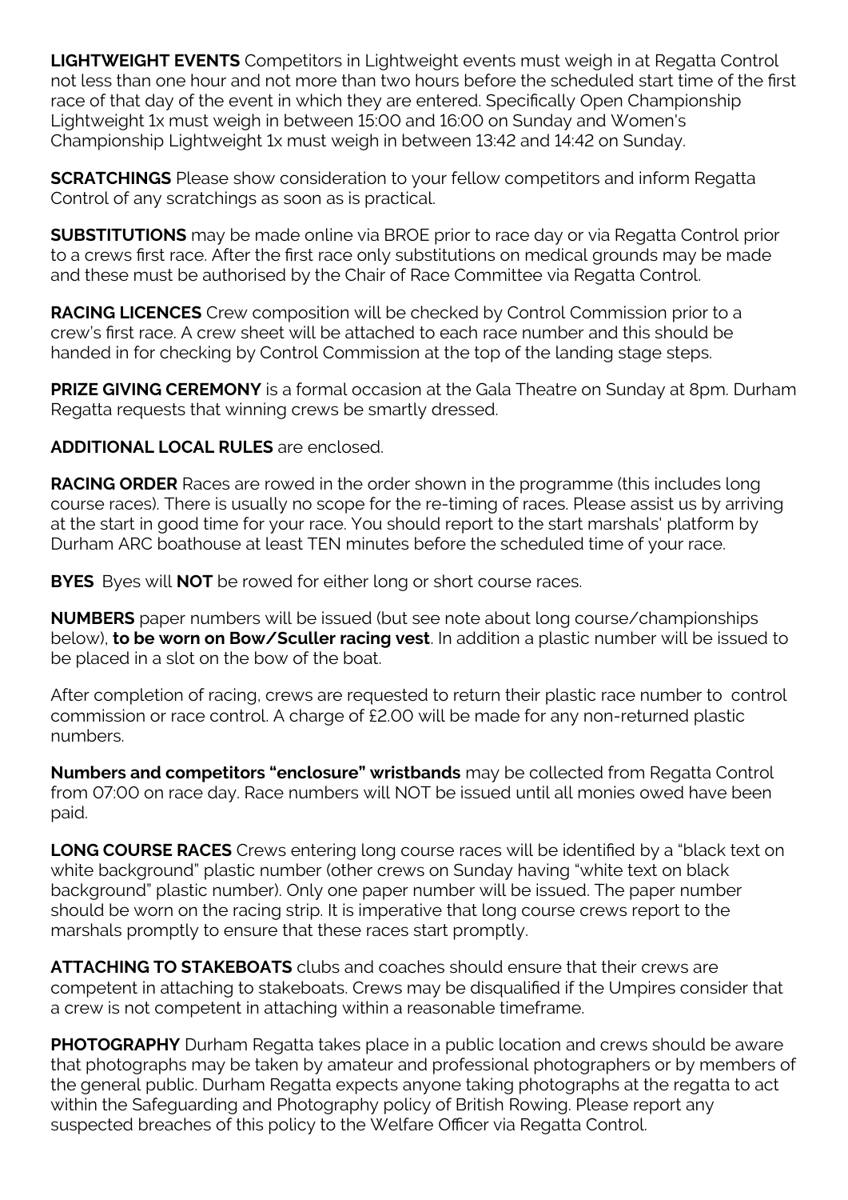**LIGHTWEIGHT EVENTS** Competitors in Lightweight events must weigh in at Regatta Control not less than one hour and not more than two hours before the scheduled start time of the first race of that day of the event in which they are entered. Specifically Open Championship Lightweight 1x must weigh in between 15:00 and 16:00 on Sunday and Women's Championship Lightweight 1x must weigh in between 13:42 and 14:42 on Sunday.

**SCRATCHINGS** Please show consideration to your fellow competitors and inform Regatta Control of any scratchings as soon as is practical.

**SUBSTITUTIONS** may be made online via BROE prior to race day or via Regatta Control prior to a crews first race. After the first race only substitutions on medical grounds may be made and these must be authorised by the Chair of Race Committee via Regatta Control.

**RACING LICENCES** Crew composition will be checked by Control Commission prior to a crew's first race. A crew sheet will be attached to each race number and this should be handed in for checking by Control Commission at the top of the landing stage steps.

**PRIZE GIVING CEREMONY** is a formal occasion at the Gala Theatre on Sunday at 8pm. Durham Regatta requests that winning crews be smartly dressed.

**ADDITIONAL LOCAL RULES** are enclosed.

**RACING ORDER** Races are rowed in the order shown in the programme (this includes long course races). There is usually no scope for the re-timing of races. Please assist us by arriving at the start in good time for your race. You should report to the start marshals' platform by Durham ARC boathouse at least TEN minutes before the scheduled time of your race.

**BYES** Byes will **NOT** be rowed for either long or short course races.

**NUMBERS** paper numbers will be issued (but see note about long course/championships below), **to be worn on Bow/Sculler racing vest**. In addition a plastic number will be issued to be placed in a slot on the bow of the boat.

After completion of racing, crews are requested to return their plastic race number to control commission or race control. A charge of £2.00 will be made for any non-returned plastic numbers.

**Numbers and competitors "enclosure" wristbands** may be collected from Regatta Control from 07:00 on race day. Race numbers will NOT be issued until all monies owed have been paid.

**LONG COURSE RACES** Crews entering long course races will be identified by a "black text on white background" plastic number (other crews on Sunday having "white text on black background" plastic number). Only one paper number will be issued. The paper number should be worn on the racing strip. It is imperative that long course crews report to the marshals promptly to ensure that these races start promptly.

**ATTACHING TO STAKEBOATS** clubs and coaches should ensure that their crews are competent in attaching to stakeboats. Crews may be disqualified if the Umpires consider that a crew is not competent in attaching within a reasonable timeframe.

**PHOTOGRAPHY** Durham Regatta takes place in a public location and crews should be aware that photographs may be taken by amateur and professional photographers or by members of the general public. Durham Regatta expects anyone taking photographs at the regatta to act within the Safeguarding and Photography policy of British Rowing. Please report any suspected breaches of this policy to the Welfare Officer via Regatta Control.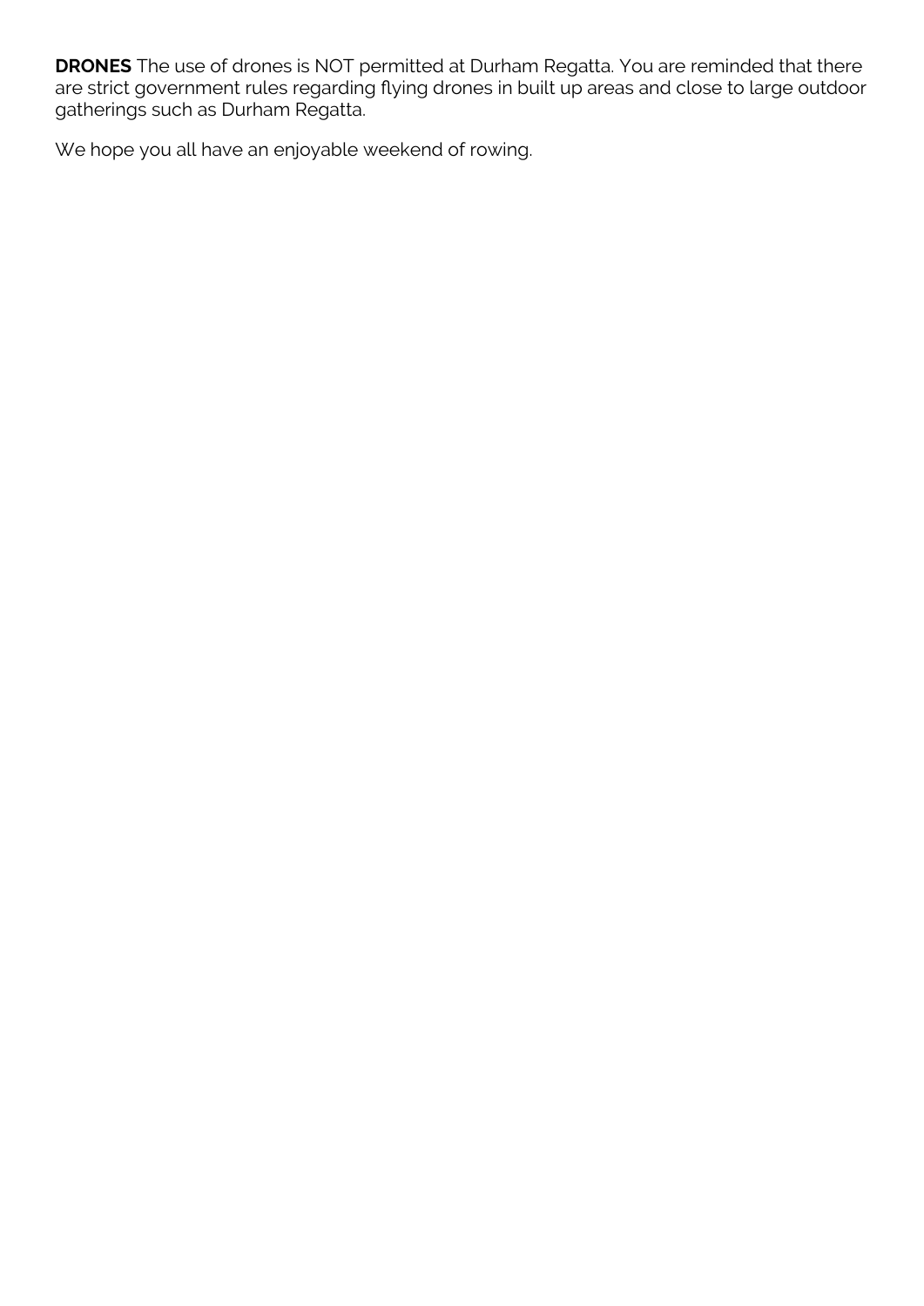**DRONES** The use of drones is NOT permitted at Durham Regatta. You are reminded that there are strict government rules regarding flying drones in built up areas and close to large outdoor gatherings such as Durham Regatta.

We hope you all have an enjoyable weekend of rowing.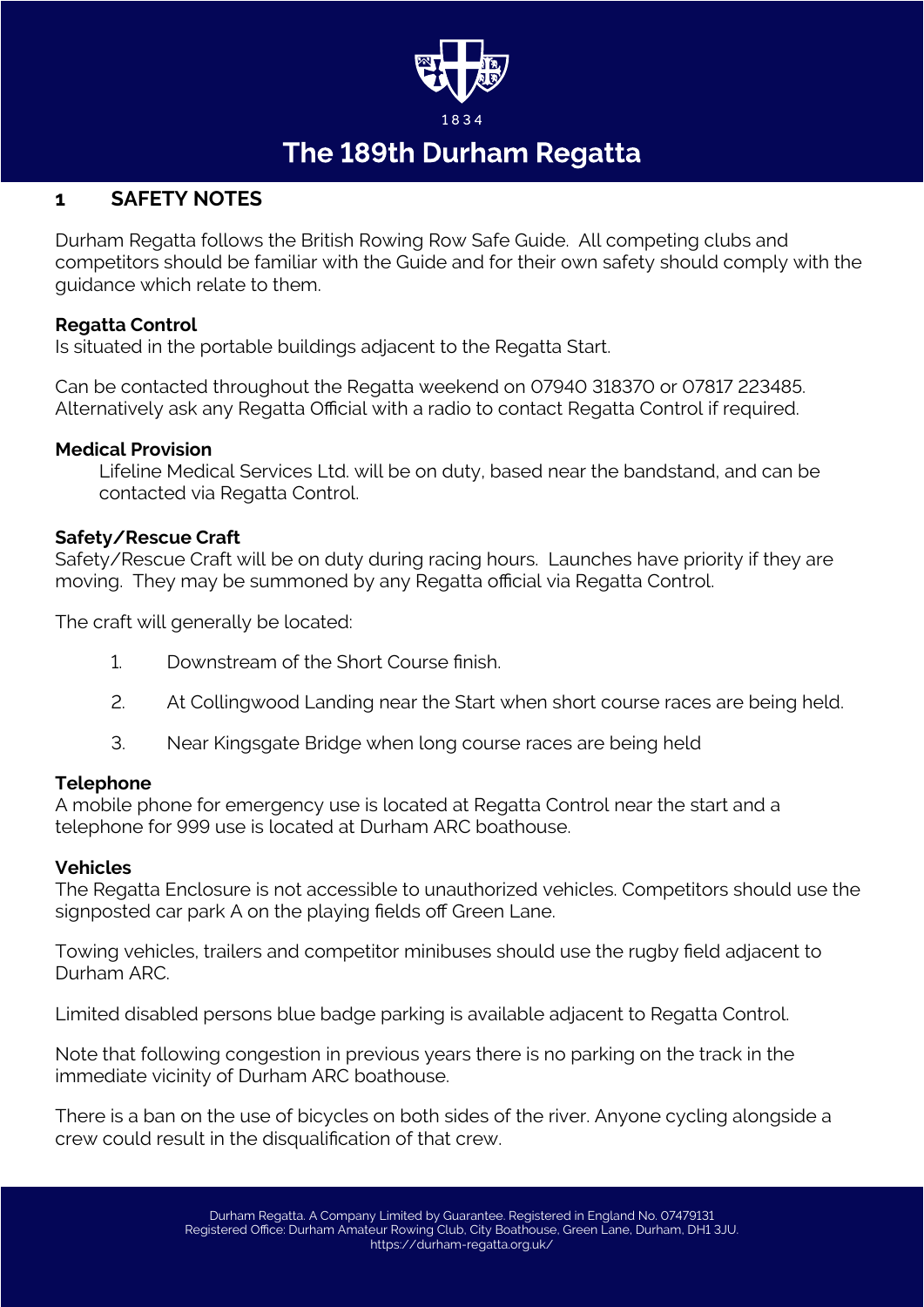1834

# The 189th Durham Regatta

## 1 SAFETY NOTES

Durham Regatta follows the British Rowing Row Safe Guide. All competing clubs and competitors should be familiar with the Guide and for their own safety should comply with the guidance which relate to them.

**Regatta Control**
Is situated in the portable buildings adjacent to the Regatta Start.

Can be contacted throughout the Regatta weekend on 07940 318370 or 07817 223485. Alternatively ask any Regatta Official with a radio to contact Regatta Control if required.

**Medical Provision**
Lifeline Medical Services Ltd. will be on duty, based near the bandstand, and can be contacted via Regatta Control.

**Safety/Rescue Craft**
Safety/Rescue Craft will be on duty during racing hours. Launches have priority if they are moving. They may be summoned by any Regatta official via Regatta Control.

The craft will generally be located:

1. Downstream of the Short Course finish.
2. At Collingwood Landing near the Start when short course races are being held.
3. Near Kingsgate Bridge when long course races are being held

**Telephone**
A mobile phone for emergency use is located at Regatta Control near the start and a telephone for 999 use is located at Durham ARC boathouse.

**Vehicles**
The Regatta Enclosure is not accessible to unauthorized vehicles. Competitors should use the signposted car park A on the playing fields off Green Lane.

Towing vehicles, trailers and competitor minibuses should use the rugby field adjacent to Durham ARC.

Limited disabled persons blue badge parking is available adjacent to Regatta Control.

Note that following congestion in previous years there is no parking on the track in the immediate vicinity of Durham ARC boathouse.

There is a ban on the use of bicycles on both sides of the river. Anyone cycling alongside a crew could result in the disqualification of that crew.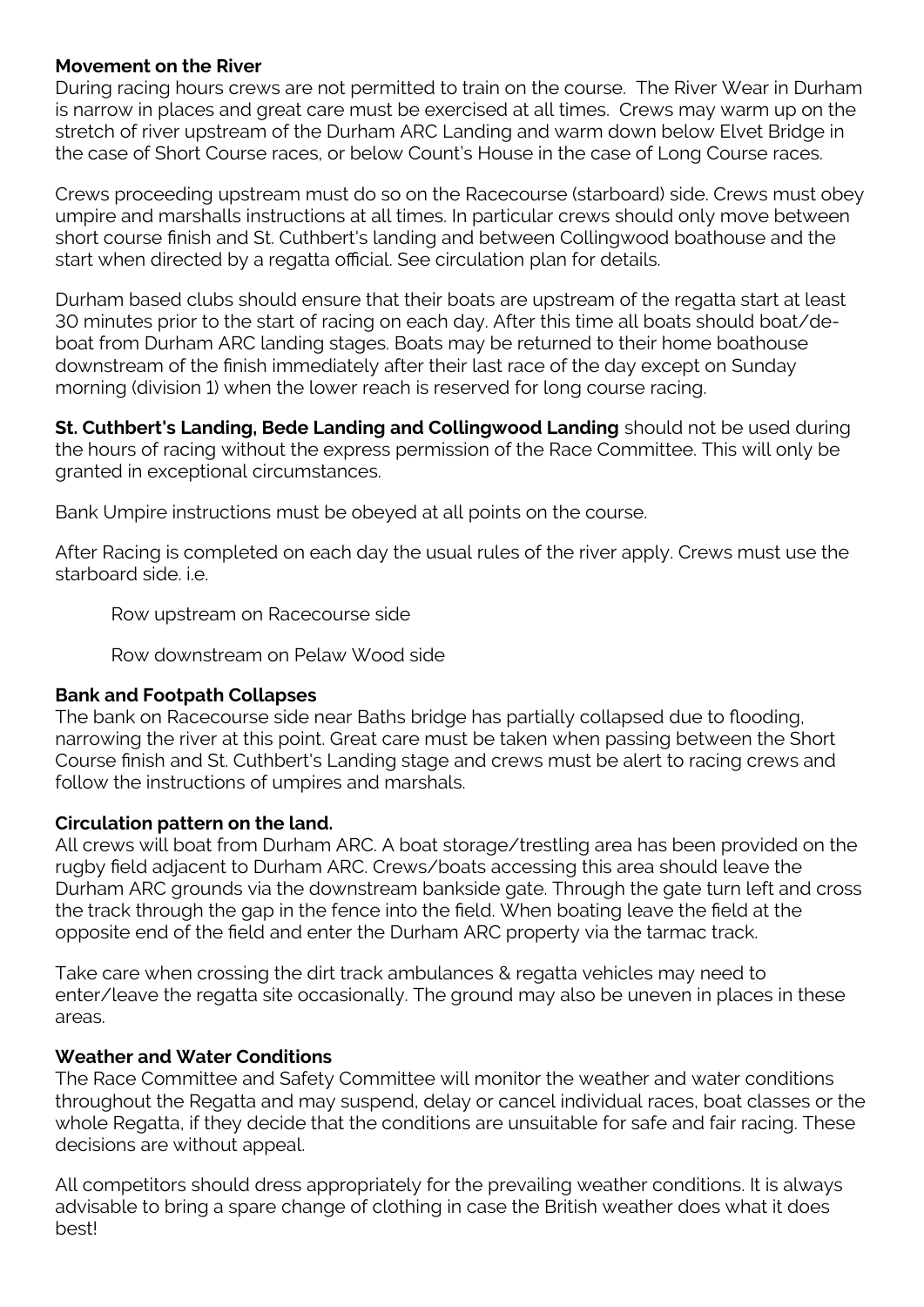**Movement on the River**

During racing hours crews are not permitted to train on the course. The River Wear in Durham is narrow in places and great care must be exercised at all times. Crews may warm up on the stretch of river upstream of the Durham ARC Landing and warm down below Elvet Bridge in the case of Short Course races, or below Count's House in the case of Long Course races.

Crews proceeding upstream must do so on the Racecourse (starboard) side. Crews must obey umpire and marshalls instructions at all times. In particular crews should only move between short course finish and St. Cuthbert's landing and between Collingwood boathouse and the start when directed by a regatta official. See circulation plan for details.

Durham based clubs should ensure that their boats are upstream of the regatta start at least 30 minutes prior to the start of racing on each day. After this time all boats should boat/de-boat from Durham ARC landing stages. Boats may be returned to their home boathouse downstream of the finish immediately after their last race of the day except on Sunday morning (division 1) when the lower reach is reserved for long course racing.

**St. Cuthbert's Landing, Bede Landing and Collingwood Landing** should not be used during the hours of racing without the express permission of the Race Committee. This will only be granted in exceptional circumstances.

Bank Umpire instructions must be obeyed at all points on the course.

After Racing is completed on each day the usual rules of the river apply. Crews must use the starboard side. i.e.

Row upstream on Racecourse side

Row downstream on Pelaw Wood side

**Bank and Footpath Collapses**

The bank on Racecourse side near Baths bridge has partially collapsed due to flooding, narrowing the river at this point. Great care must be taken when passing between the Short Course finish and St. Cuthbert's Landing stage and crews must be alert to racing crews and follow the instructions of umpires and marshals.

**Circulation pattern on the land.**

All crews will boat from Durham ARC. A boat storage/trestling area has been provided on the rugby field adjacent to Durham ARC. Crews/boats accessing this area should leave the Durham ARC grounds via the downstream bankside gate. Through the gate turn left and cross the track through the gap in the fence into the field. When boating leave the field at the opposite end of the field and enter the Durham ARC property via the tarmac track.

Take care when crossing the dirt track ambulances & regatta vehicles may need to enter/leave the regatta site occasionally. The ground may also be uneven in places in these areas.

**Weather and Water Conditions**

The Race Committee and Safety Committee will monitor the weather and water conditions throughout the Regatta and may suspend, delay or cancel individual races, boat classes or the whole Regatta, if they decide that the conditions are unsuitable for safe and fair racing. These decisions are without appeal.

All competitors should dress appropriately for the prevailing weather conditions. It is always advisable to bring a spare change of clothing in case the British weather does what it does best!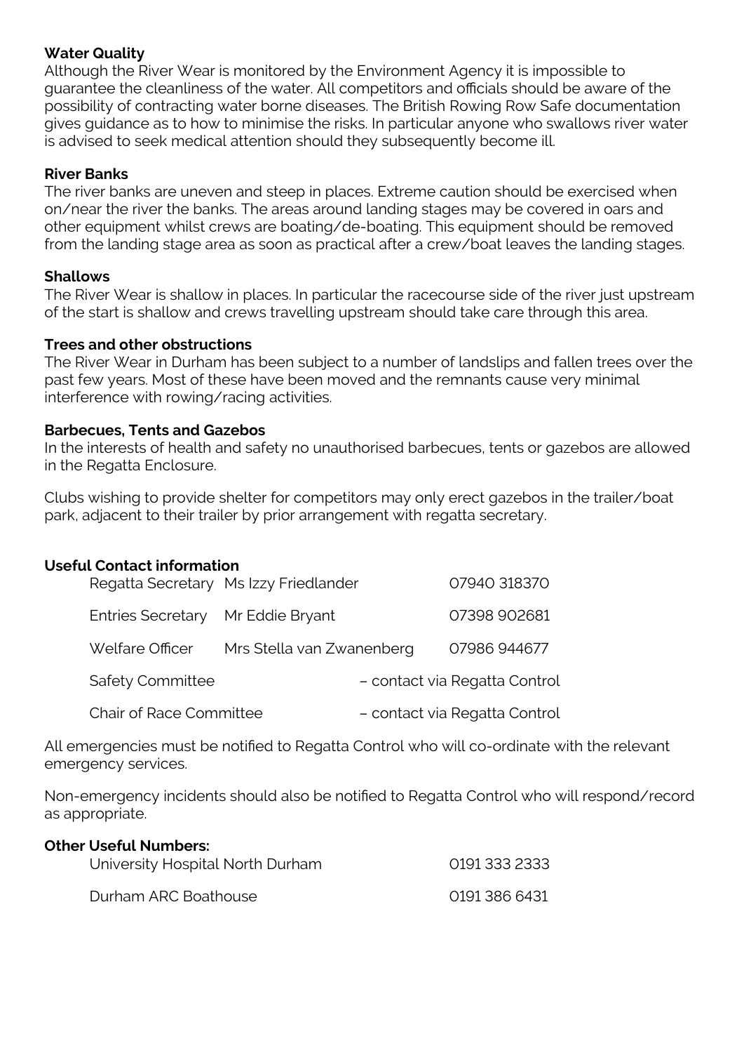**Water Quality**

Although the River Wear is monitored by the Environment Agency it is impossible to guarantee the cleanliness of the water. All competitors and officials should be aware of the possibility of contracting water borne diseases. The British Rowing Row Safe documentation gives guidance as to how to minimise the risks. In particular anyone who swallows river water is advised to seek medical attention should they subsequently become ill.

**River Banks**

The river banks are uneven and steep in places. Extreme caution should be exercised when on/near the river the banks. The areas around landing stages may be covered in oars and other equipment whilst crews are boating/de-boating. This equipment should be removed from the landing stage area as soon as practical after a crew/boat leaves the landing stages.

**Shallows**

The River Wear is shallow in places. In particular the racecourse side of the river just upstream of the start is shallow and crews travelling upstream should take care through this area.

**Trees and other obstructions**

The River Wear in Durham has been subject to a number of landslips and fallen trees over the past few years. Most of these have been moved and the remnants cause very minimal interference with rowing/racing activities.

**Barbecues, Tents and Gazebos**

In the interests of health and safety no unauthorised barbecues, tents or gazebos are allowed in the Regatta Enclosure.

Clubs wishing to provide shelter for competitors may only erect gazebos in the trailer/boat park, adjacent to their trailer by prior arrangement with regatta secretary.

**Useful Contact information**

| | | |
|---|---|---|
| Regatta Secretary | Ms Izzy Friedlander | 07940 318370 |
| Entries Secretary | Mr Eddie Bryant | 07398 902681 |
| Welfare Officer | Mrs Stella van Zwanenberg | 07986 944677 |
| Safety Committee | | – contact via Regatta Control |
| Chair of Race Committee | | – contact via Regatta Control |

All emergencies must be notified to Regatta Control who will co-ordinate with the relevant emergency services.

Non-emergency incidents should also be notified to Regatta Control who will respond/record as appropriate.

**Other Useful Numbers:**

| | |
|---|---|
| University Hospital North Durham | 0191 333 2333 |
| Durham ARC Boathouse | 0191 386 6431 |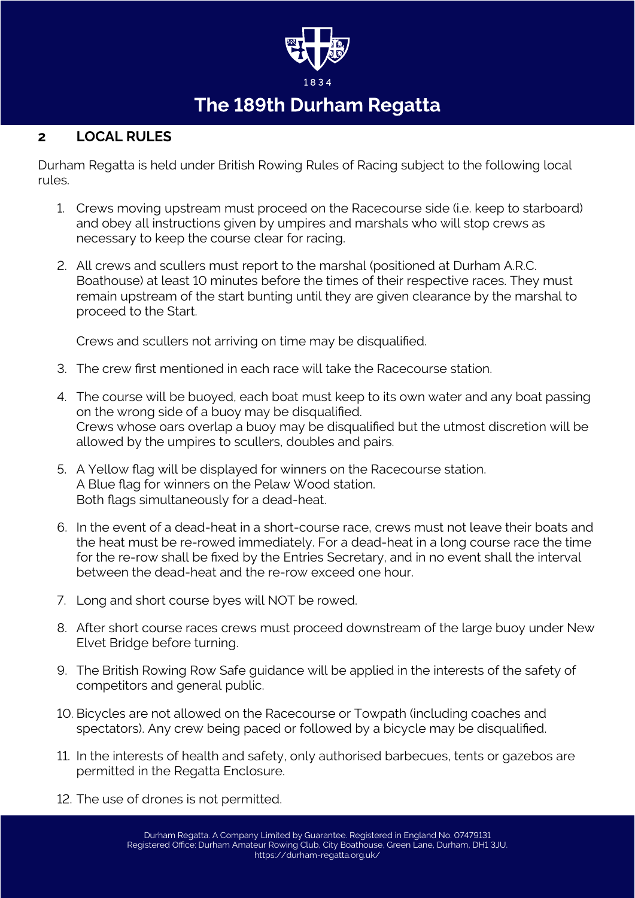## 2 LOCAL RULES

Durham Regatta is held under British Rowing Rules of Racing subject to the following local rules.

1. Crews moving upstream must proceed on the Racecourse side (i.e. keep to starboard) and obey all instructions given by umpires and marshals who will stop crews as necessary to keep the course clear for racing.

2. All crews and scullers must report to the marshal (positioned at Durham A.R.C. Boathouse) at least 10 minutes before the times of their respective races. They must remain upstream of the start bunting until they are given clearance by the marshal to proceed to the Start.

   Crews and scullers not arriving on time may be disqualified.

3. The crew first mentioned in each race will take the Racecourse station.

4. The course will be buoyed, each boat must keep to its own water and any boat passing on the wrong side of a buoy may be disqualified.
   Crews whose oars overlap a buoy may be disqualified but the utmost discretion will be allowed by the umpires to scullers, doubles and pairs.

5. A Yellow flag will be displayed for winners on the Racecourse station.
   A Blue flag for winners on the Pelaw Wood station.
   Both flags simultaneously for a dead-heat.

6. In the event of a dead-heat in a short-course race, crews must not leave their boats and the heat must be re-rowed immediately. For a dead-heat in a long course race the time for the re-row shall be fixed by the Entries Secretary, and in no event shall the interval between the dead-heat and the re-row exceed one hour.

7. Long and short course byes will NOT be rowed.

8. After short course races crews must proceed downstream of the large buoy under New Elvet Bridge before turning.

9. The British Rowing Row Safe guidance will be applied in the interests of the safety of competitors and general public.

10. Bicycles are not allowed on the Racecourse or Towpath (including coaches and spectators). Any crew being paced or followed by a bicycle may be disqualified.

11. In the interests of health and safety, only authorised barbecues, tents or gazebos are permitted in the Regatta Enclosure.

12. The use of drones is not permitted.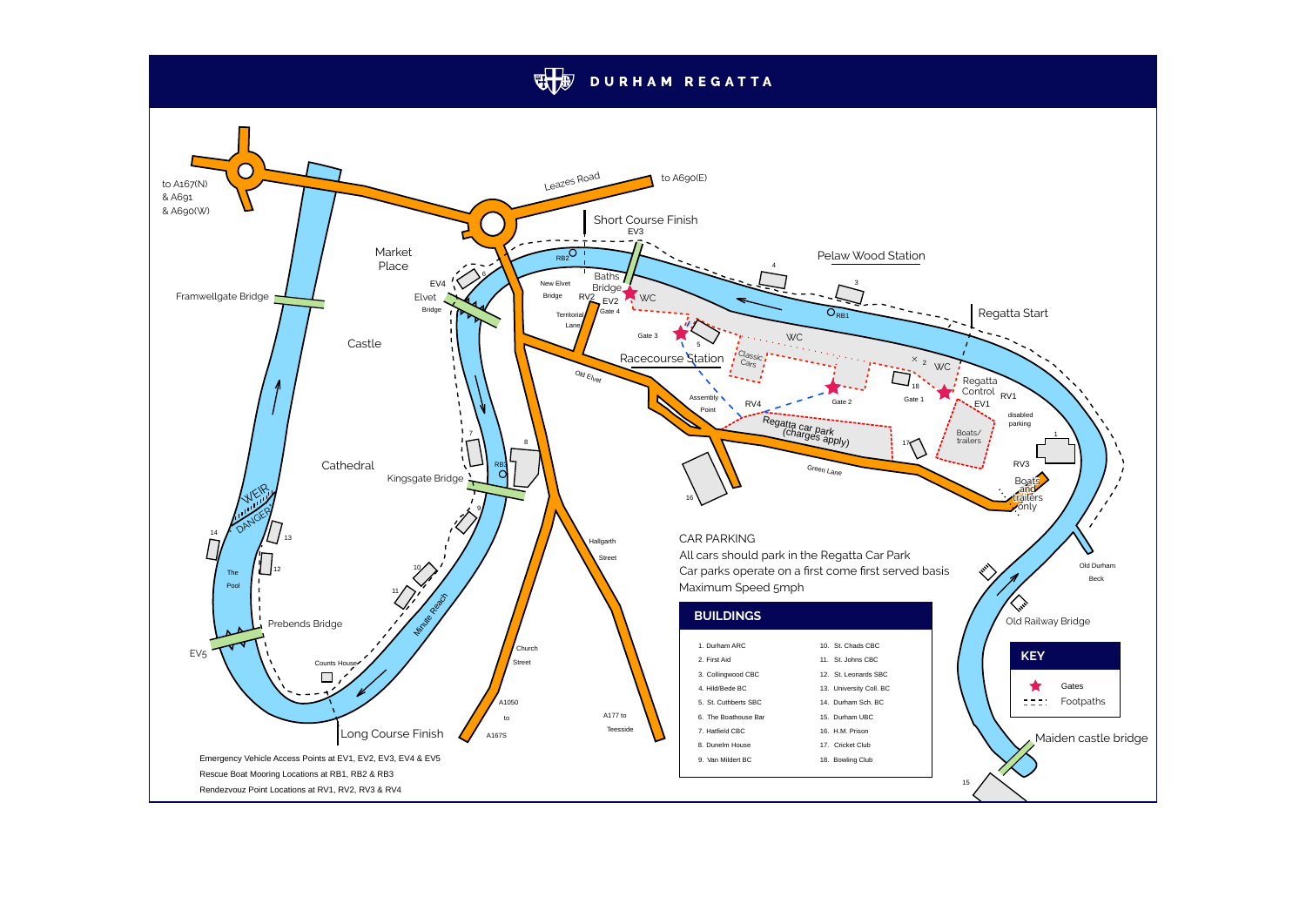# DURHAM REGATTA

## CAR PARKING

All cars should park in the Regatta Car Park

Car parks operate on a first come first served basis

Maximum Speed 5mph

## BUILDINGS

1. Durham ARC
2. First Aid
3. Collingwood CBC
4. Hild/Bede BC
5. St. Cuthberts SBC
6. The Boathouse Bar
7. Hatfield CBC
8. Dunelm House
9. Van Mildert BC
10. St. Chads CBC
11. St. Johns CBC
12. St. Leonards SBC
13. University Coll. BC
14. Durham Sch. BC
15. Durham UBC
16. H.M. Prison
17. Cricket Club
18. Bowling Club

## KEY

- ★ Gates
- - - - Footpaths

Emergency Vehicle Access Points at EV1, EV2, EV3, EV4 & EV5

Rescue Boat Mooring Locations at RB1, RB2 & RB3

Rendezvouz Point Locations at RV1, RV2, RV3 & RV4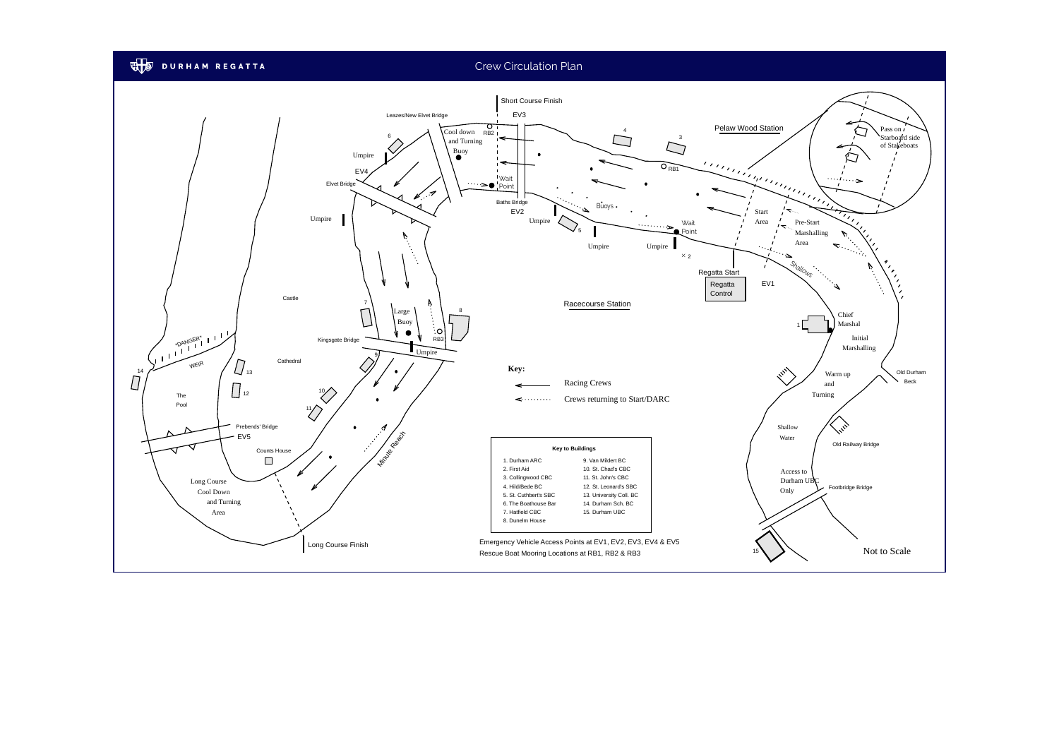# DURHAM REGATTA

## Crew Circulation Plan

Short Course Finish

EV3

Leazes/New Elvet Bridge

Cool down and Turning Buoy

RB2

Umpire

EV4

Elvet Bridge

Wait Point

Baths Bridge

EV2

Umpire

Buoys

Pelaw Wood Station

RB1

Wait Point

Umpire

Umpire

× 2

Start Area

Pre-Start Marshalling Area

Pass on Starboard side of Stakeboats

Shallows

Regatta Start

Regatta Control

EV1

Racecourse Station

Chief Marshal

Initial Marshalling

Castle

Large Buoy

RB3

Kingsgate Bridge

Umpire

Cathedral

"DANGER" WEIR

The Pool

Prebends' Bridge

EV5

Counts House

Long Course Cool Down and Turning Area

Long Course Finish

Minute Reach

Warm up and Turning

Old Durham Beck

Shallow Water

Old Railway Bridge

Access to Durham UBC Only

Footbridge Bridge

**Key:**

- ← Racing Crews
- ←········ Crews returning to Start/DARC

**Key to Buildings**

| | |
|---|---|
| 1. Durham ARC | 9. Van Mildert BC |
| 2. First Aid | 10. St. Chad's CBC |
| 3. Collingwood CBC | 11. St. John's CBC |
| 4. Hild/Bede BC | 12. St. Leonard's SBC |
| 5. St. Cuthbert's SBC | 13. University Coll. BC |
| 6. The Boathouse Bar | 14. Durham Sch. BC |
| 7. Hatfield CBC | 15. Durham UBC |
| 8. Dunelm House | |

Emergency Vehicle Access Points at EV1, EV2, EV3, EV4 & EV5

Rescue Boat Mooring Locations at RB1, RB2 & RB3

Not to Scale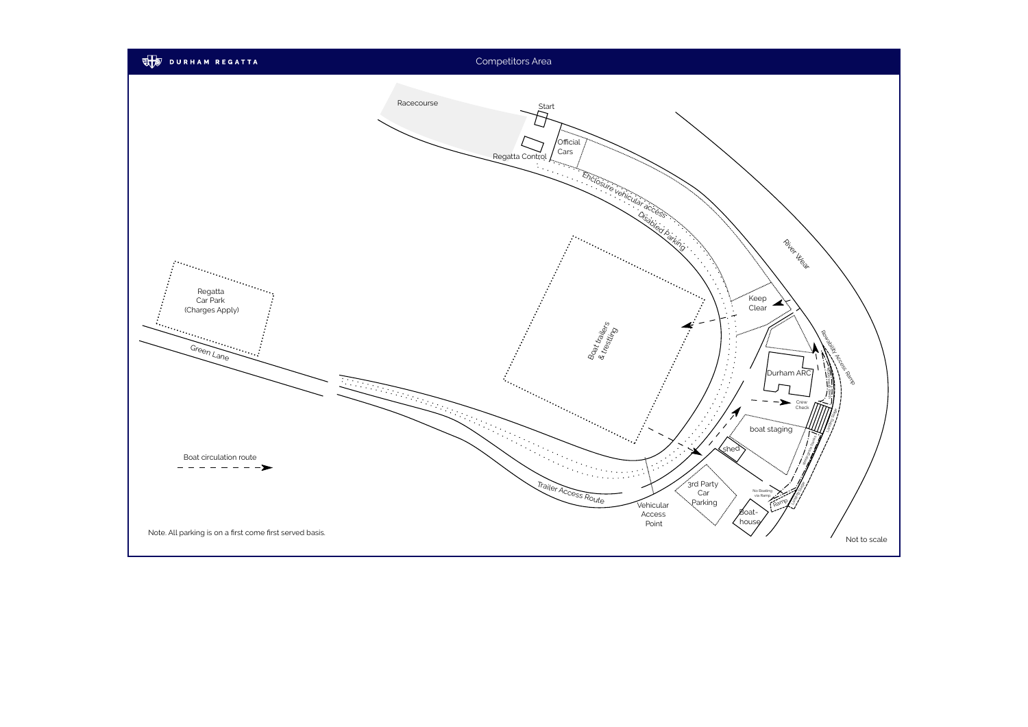DURHAM REGATTA

# Competitors Area

Racecourse

Start

Official Cars

Regatta Control

Enclosure vehicular access

Disabled Parking

River Wear

Keep Clear

Boat trailers & trestling

Regatta Car Park (Charges Apply)

Green Lane

Rowability Access Ramp

Durham ARC

Crew Check

boat staging

shed

3rd Party Car Parking

No Boating via Ramp

Ramp

Boat-house

Trailer Access Route

Vehicular Access Point

Boat circulation route

Note. All parking is on a first come first served basis.

Not to scale